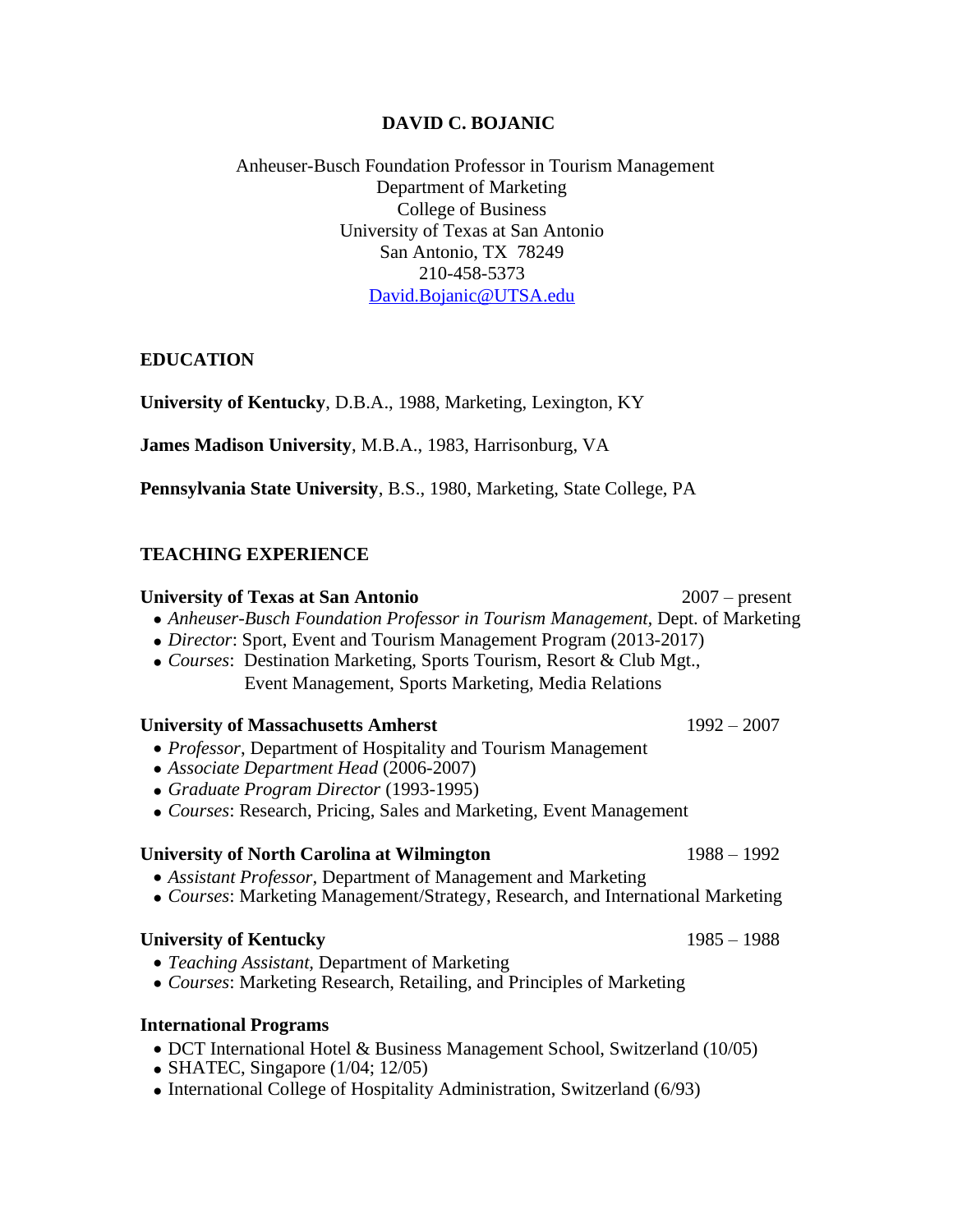# DAVID C. BOJANIC

Anheuser-Busch Foundation Professor in Tourism Management
Department of Marketing
College of Business
University of Texas at San Antonio
San Antonio, TX 78249
210-458-5373
David.Bojanic@UTSA.edu

## EDUCATION

**University of Kentucky**, D.B.A., 1988, Marketing, Lexington, KY

**James Madison University**, M.B.A., 1983, Harrisonburg, VA

**Pennsylvania State University**, B.S., 1980, Marketing, State College, PA

## TEACHING EXPERIENCE

**University of Texas at San Antonio** 2007 – present

- *Anheuser-Busch Foundation Professor in Tourism Management,* Dept. of Marketing
- *Director*: Sport, Event and Tourism Management Program (2013-2017)
- *Courses*: Destination Marketing, Sports Tourism, Resort & Club Mgt., Event Management, Sports Marketing, Media Relations

**University of Massachusetts Amherst** 1992 – 2007

- *Professor*, Department of Hospitality and Tourism Management
- *Associate Department Head* (2006-2007)
- *Graduate Program Director* (1993-1995)
- *Courses*: Research, Pricing, Sales and Marketing, Event Management

**University of North Carolina at Wilmington** 1988 – 1992

- *Assistant Professor,* Department of Management and Marketing
- *Courses*: Marketing Management/Strategy, Research, and International Marketing

**University of Kentucky** 1985 – 1988

- *Teaching Assistant,* Department of Marketing
- *Courses*: Marketing Research, Retailing, and Principles of Marketing

**International Programs**

- DCT International Hotel & Business Management School, Switzerland (10/05)
- SHATEC, Singapore (1/04; 12/05)
- International College of Hospitality Administration, Switzerland (6/93)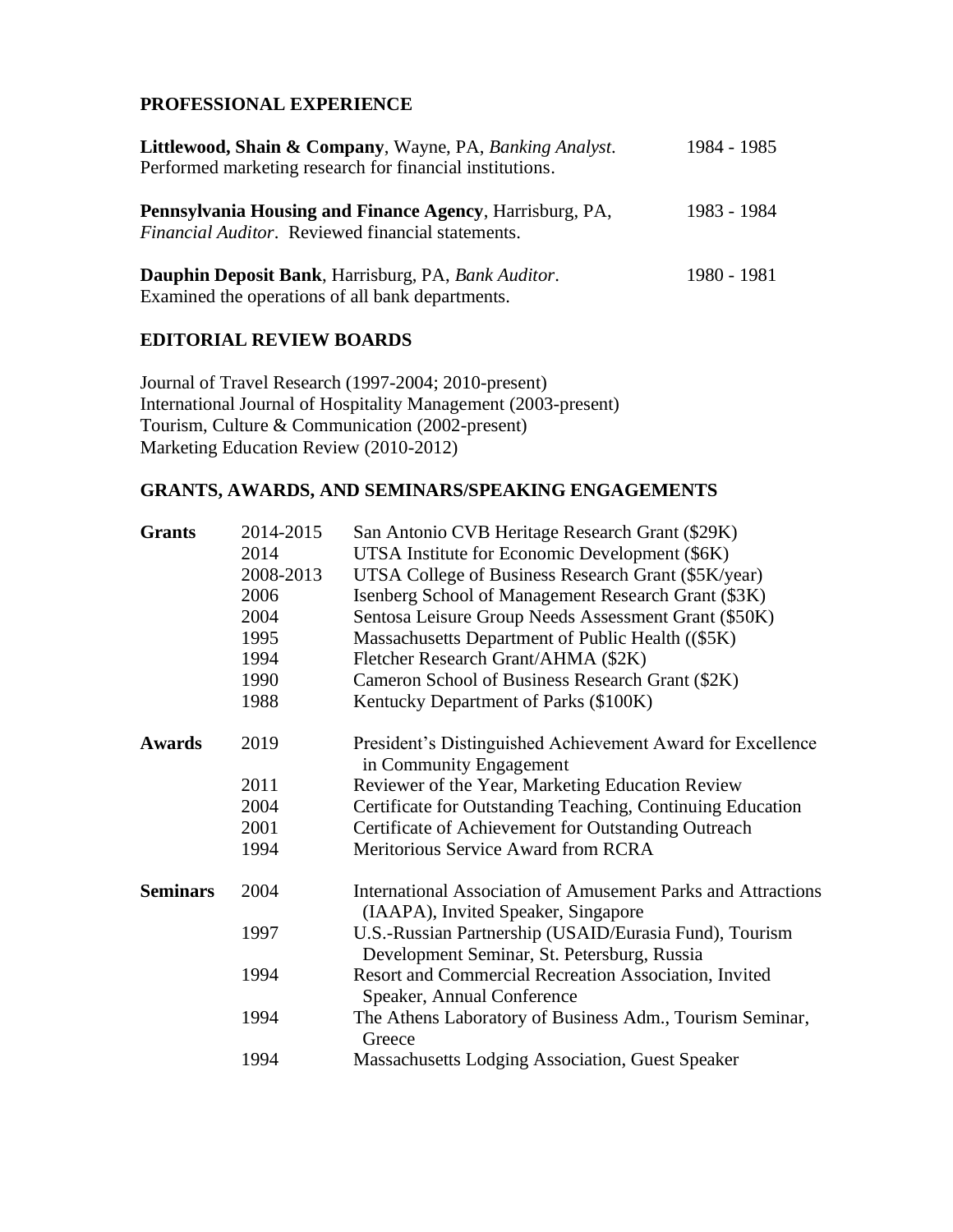## PROFESSIONAL EXPERIENCE

**Littlewood, Shain & Company**, Wayne, PA, *Banking Analyst*. 1984 - 1985
Performed marketing research for financial institutions.

**Pennsylvania Housing and Finance Agency**, Harrisburg, PA, *Financial Auditor*. Reviewed financial statements. 1983 - 1984

**Dauphin Deposit Bank**, Harrisburg, PA, *Bank Auditor*. 1980 - 1981
Examined the operations of all bank departments.

## EDITORIAL REVIEW BOARDS

Journal of Travel Research (1997-2004; 2010-present)
International Journal of Hospitality Management (2003-present)
Tourism, Culture & Communication (2002-present)
Marketing Education Review (2010-2012)

## GRANTS, AWARDS, AND SEMINARS/SPEAKING ENGAGEMENTS

| | | |
|---|---|---|
| **Grants** | 2014-2015 | San Antonio CVB Heritage Research Grant ($29K) |
| | 2014 | UTSA Institute for Economic Development ($6K) |
| | 2008-2013 | UTSA College of Business Research Grant ($5K/year) |
| | 2006 | Isenberg School of Management Research Grant ($3K) |
| | 2004 | Sentosa Leisure Group Needs Assessment Grant ($50K) |
| | 1995 | Massachusetts Department of Public Health (($5K) |
| | 1994 | Fletcher Research Grant/AHMA ($2K) |
| | 1990 | Cameron School of Business Research Grant ($2K) |
| | 1988 | Kentucky Department of Parks ($100K) |
| **Awards** | 2019 | President's Distinguished Achievement Award for Excellence in Community Engagement |
| | 2011 | Reviewer of the Year, Marketing Education Review |
| | 2004 | Certificate for Outstanding Teaching, Continuing Education |
| | 2001 | Certificate of Achievement for Outstanding Outreach |
| | 1994 | Meritorious Service Award from RCRA |
| **Seminars** | 2004 | International Association of Amusement Parks and Attractions (IAAPA), Invited Speaker, Singapore |
| | 1997 | U.S.-Russian Partnership (USAID/Eurasia Fund), Tourism Development Seminar, St. Petersburg, Russia |
| | 1994 | Resort and Commercial Recreation Association, Invited Speaker, Annual Conference |
| | 1994 | The Athens Laboratory of Business Adm., Tourism Seminar, Greece |
| | 1994 | Massachusetts Lodging Association, Guest Speaker |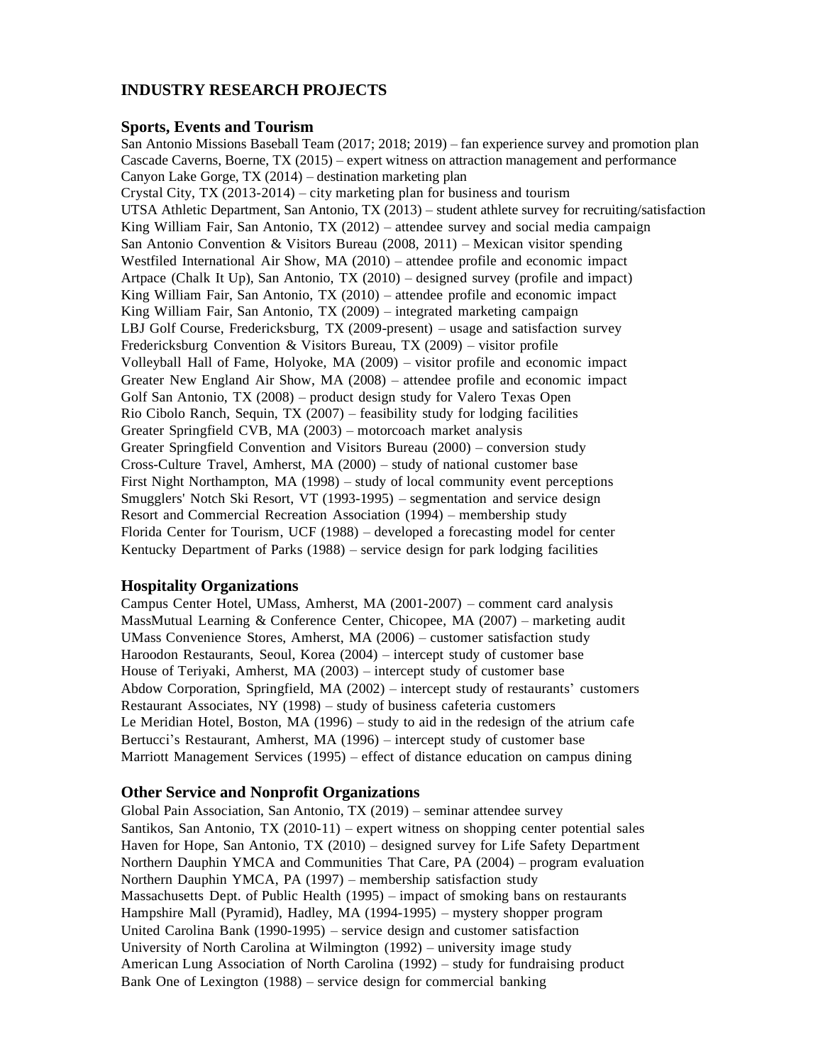## INDUSTRY RESEARCH PROJECTS

### Sports, Events and Tourism

San Antonio Missions Baseball Team (2017; 2018; 2019) – fan experience survey and promotion plan
Cascade Caverns, Boerne, TX (2015) – expert witness on attraction management and performance
Canyon Lake Gorge, TX (2014) – destination marketing plan
Crystal City, TX (2013-2014) – city marketing plan for business and tourism
UTSA Athletic Department, San Antonio, TX (2013) – student athlete survey for recruiting/satisfaction
King William Fair, San Antonio, TX (2012) – attendee survey and social media campaign
San Antonio Convention & Visitors Bureau (2008, 2011) – Mexican visitor spending
Westfiled International Air Show, MA (2010) – attendee profile and economic impact
Artpace (Chalk It Up), San Antonio, TX (2010) – designed survey (profile and impact)
King William Fair, San Antonio, TX (2010) – attendee profile and economic impact
King William Fair, San Antonio, TX (2009) – integrated marketing campaign
LBJ Golf Course, Fredericksburg, TX (2009-present) – usage and satisfaction survey
Fredericksburg Convention & Visitors Bureau, TX (2009) – visitor profile
Volleyball Hall of Fame, Holyoke, MA (2009) – visitor profile and economic impact
Greater New England Air Show, MA (2008) – attendee profile and economic impact
Golf San Antonio, TX (2008) – product design study for Valero Texas Open
Rio Cibolo Ranch, Sequin, TX (2007) – feasibility study for lodging facilities
Greater Springfield CVB, MA (2003) – motorcoach market analysis
Greater Springfield Convention and Visitors Bureau (2000) – conversion study
Cross-Culture Travel, Amherst, MA (2000) – study of national customer base
First Night Northampton, MA (1998) – study of local community event perceptions
Smugglers' Notch Ski Resort, VT (1993-1995) – segmentation and service design
Resort and Commercial Recreation Association (1994) – membership study
Florida Center for Tourism, UCF (1988) – developed a forecasting model for center
Kentucky Department of Parks (1988) – service design for park lodging facilities

### Hospitality Organizations

Campus Center Hotel, UMass, Amherst, MA (2001-2007) – comment card analysis
MassMutual Learning & Conference Center, Chicopee, MA (2007) – marketing audit
UMass Convenience Stores, Amherst, MA (2006) – customer satisfaction study
Haroodon Restaurants, Seoul, Korea (2004) – intercept study of customer base
House of Teriyaki, Amherst, MA (2003) – intercept study of customer base
Abdow Corporation, Springfield, MA (2002) – intercept study of restaurants' customers
Restaurant Associates, NY (1998) – study of business cafeteria customers
Le Meridian Hotel, Boston, MA (1996) – study to aid in the redesign of the atrium cafe
Bertucci's Restaurant, Amherst, MA (1996) – intercept study of customer base
Marriott Management Services (1995) – effect of distance education on campus dining

### Other Service and Nonprofit Organizations

Global Pain Association, San Antonio, TX (2019) – seminar attendee survey
Santikos, San Antonio, TX (2010-11) – expert witness on shopping center potential sales
Haven for Hope, San Antonio, TX (2010) – designed survey for Life Safety Department
Northern Dauphin YMCA and Communities That Care, PA (2004) – program evaluation
Northern Dauphin YMCA, PA (1997) – membership satisfaction study
Massachusetts Dept. of Public Health (1995) – impact of smoking bans on restaurants
Hampshire Mall (Pyramid), Hadley, MA (1994-1995) – mystery shopper program
United Carolina Bank (1990-1995) – service design and customer satisfaction
University of North Carolina at Wilmington (1992) – university image study
American Lung Association of North Carolina (1992) – study for fundraising product
Bank One of Lexington (1988) – service design for commercial banking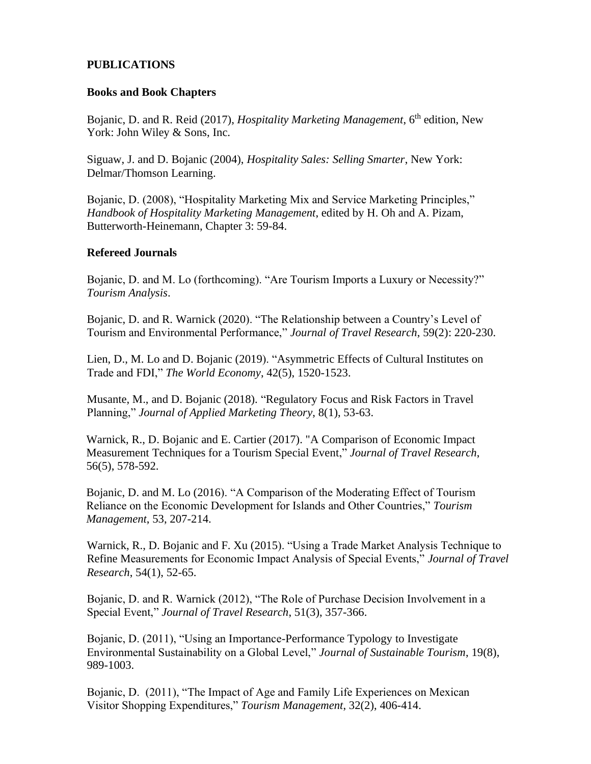## PUBLICATIONS

### Books and Book Chapters

Bojanic, D. and R. Reid (2017), *Hospitality Marketing Management*, 6th edition, New York: John Wiley & Sons, Inc.

Siguaw, J. and D. Bojanic (2004), *Hospitality Sales: Selling Smarter*, New York: Delmar/Thomson Learning.

Bojanic, D. (2008), "Hospitality Marketing Mix and Service Marketing Principles," *Handbook of Hospitality Marketing Management*, edited by H. Oh and A. Pizam, Butterworth-Heinemann, Chapter 3: 59-84.

### Refereed Journals

Bojanic, D. and M. Lo (forthcoming). "Are Tourism Imports a Luxury or Necessity?" *Tourism Analysis*.

Bojanic, D. and R. Warnick (2020). "The Relationship between a Country's Level of Tourism and Environmental Performance," *Journal of Travel Research*, 59(2): 220-230.

Lien, D., M. Lo and D. Bojanic (2019). "Asymmetric Effects of Cultural Institutes on Trade and FDI," *The World Economy*, 42(5), 1520-1523.

Musante, M., and D. Bojanic (2018). "Regulatory Focus and Risk Factors in Travel Planning," *Journal of Applied Marketing Theory*, 8(1), 53-63.

Warnick, R., D. Bojanic and E. Cartier (2017). "A Comparison of Economic Impact Measurement Techniques for a Tourism Special Event," *Journal of Travel Research*, 56(5), 578-592.

Bojanic, D. and M. Lo (2016). "A Comparison of the Moderating Effect of Tourism Reliance on the Economic Development for Islands and Other Countries," *Tourism Management*, 53, 207-214.

Warnick, R., D. Bojanic and F. Xu (2015). "Using a Trade Market Analysis Technique to Refine Measurements for Economic Impact Analysis of Special Events," *Journal of Travel Research*, 54(1), 52-65.

Bojanic, D. and R. Warnick (2012), "The Role of Purchase Decision Involvement in a Special Event," *Journal of Travel Research*, 51(3), 357-366.

Bojanic, D. (2011), "Using an Importance-Performance Typology to Investigate Environmental Sustainability on a Global Level," *Journal of Sustainable Tourism*, 19(8), 989-1003.

Bojanic, D. (2011), "The Impact of Age and Family Life Experiences on Mexican Visitor Shopping Expenditures," *Tourism Management*, 32(2), 406-414.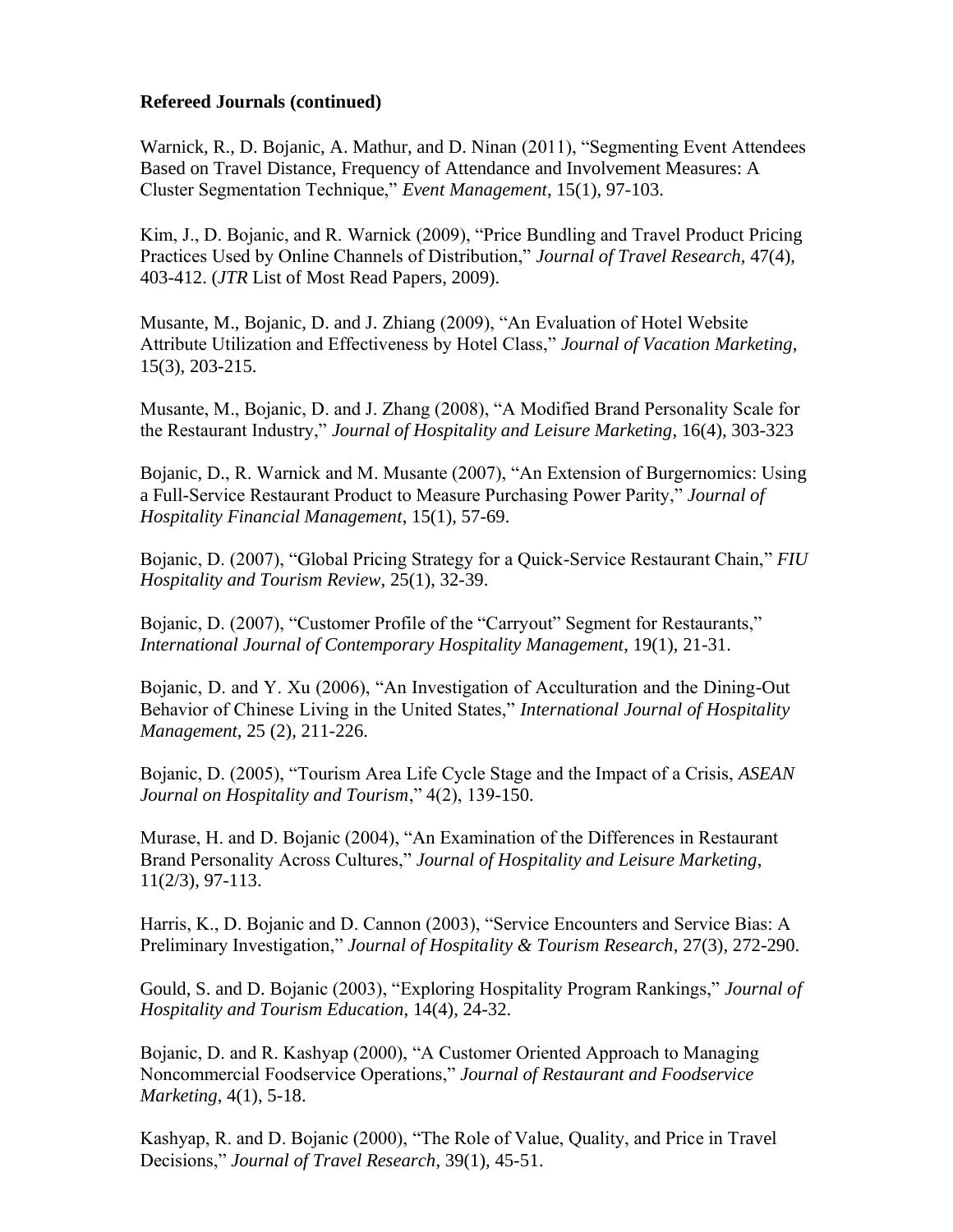**Refereed Journals (continued)**

Warnick, R., D. Bojanic, A. Mathur, and D. Ninan (2011), "Segmenting Event Attendees Based on Travel Distance, Frequency of Attendance and Involvement Measures: A Cluster Segmentation Technique," *Event Management*, 15(1), 97-103.

Kim, J., D. Bojanic, and R. Warnick (2009), "Price Bundling and Travel Product Pricing Practices Used by Online Channels of Distribution," *Journal of Travel Research*, 47(4), 403-412. (*JTR* List of Most Read Papers, 2009).

Musante, M., Bojanic, D. and J. Zhiang (2009), "An Evaluation of Hotel Website Attribute Utilization and Effectiveness by Hotel Class," *Journal of Vacation Marketing*, 15(3), 203-215.

Musante, M., Bojanic, D. and J. Zhang (2008), "A Modified Brand Personality Scale for the Restaurant Industry," *Journal of Hospitality and Leisure Marketing*, 16(4), 303-323

Bojanic, D., R. Warnick and M. Musante (2007), "An Extension of Burgernomics: Using a Full-Service Restaurant Product to Measure Purchasing Power Parity," *Journal of Hospitality Financial Management*, 15(1), 57-69.

Bojanic, D. (2007), "Global Pricing Strategy for a Quick-Service Restaurant Chain," *FIU Hospitality and Tourism Review*, 25(1), 32-39.

Bojanic, D. (2007), "Customer Profile of the "Carryout" Segment for Restaurants," *International Journal of Contemporary Hospitality Management*, 19(1), 21-31.

Bojanic, D. and Y. Xu (2006), "An Investigation of Acculturation and the Dining-Out Behavior of Chinese Living in the United States," *International Journal of Hospitality Management*, 25 (2), 211-226.

Bojanic, D. (2005), "Tourism Area Life Cycle Stage and the Impact of a Crisis, *ASEAN Journal on Hospitality and Tourism*," 4(2), 139-150.

Murase, H. and D. Bojanic (2004), "An Examination of the Differences in Restaurant Brand Personality Across Cultures," *Journal of Hospitality and Leisure Marketing*, 11(2/3), 97-113.

Harris, K., D. Bojanic and D. Cannon (2003), "Service Encounters and Service Bias: A Preliminary Investigation," *Journal of Hospitality & Tourism Research*, 27(3), 272-290.

Gould, S. and D. Bojanic (2003), "Exploring Hospitality Program Rankings," *Journal of Hospitality and Tourism Education*, 14(4), 24-32.

Bojanic, D. and R. Kashyap (2000), "A Customer Oriented Approach to Managing Noncommercial Foodservice Operations," *Journal of Restaurant and Foodservice Marketing*, 4(1), 5-18.

Kashyap, R. and D. Bojanic (2000), "The Role of Value, Quality, and Price in Travel Decisions," *Journal of Travel Research*, 39(1), 45-51.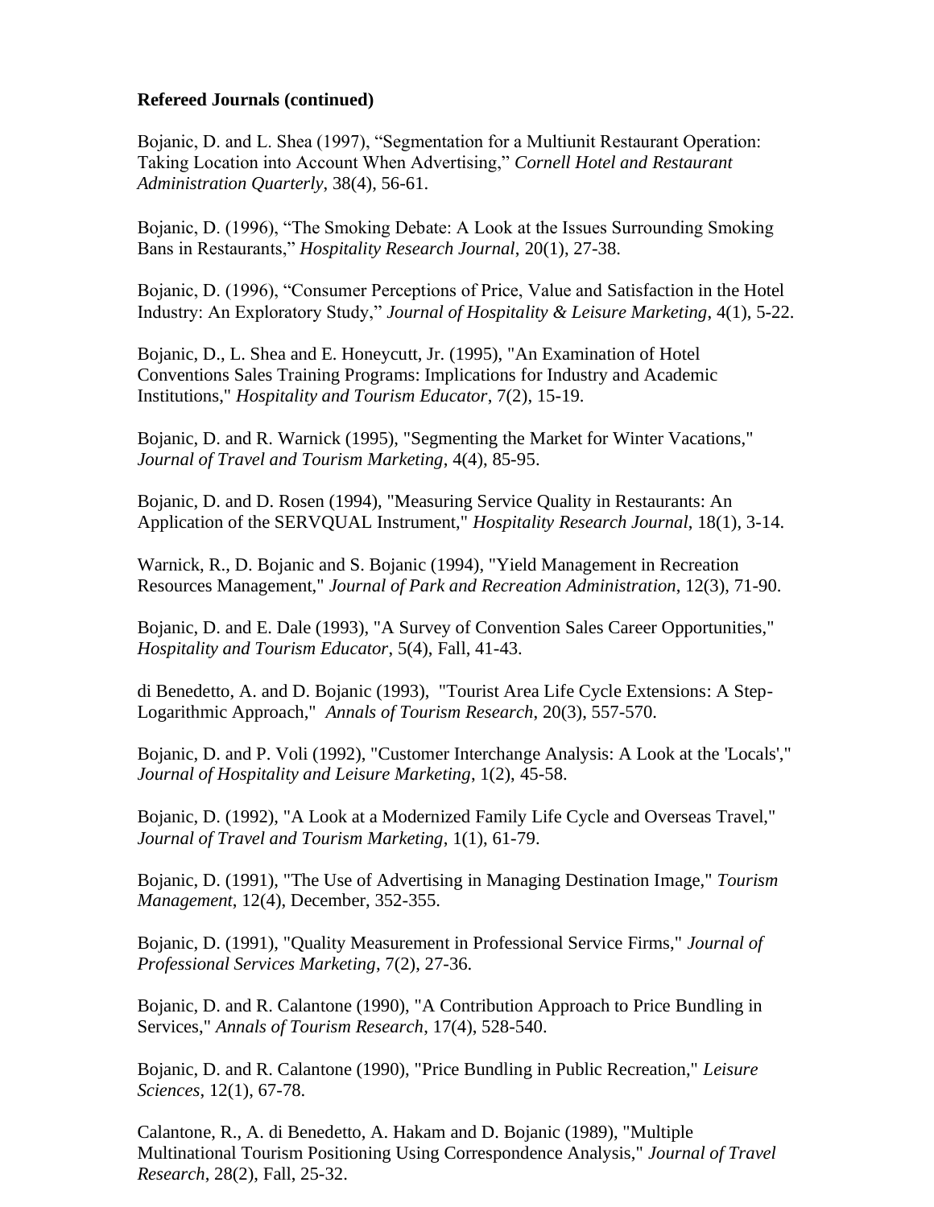**Refereed Journals (continued)**

Bojanic, D. and L. Shea (1997), “Segmentation for a Multiunit Restaurant Operation: Taking Location into Account When Advertising,” *Cornell Hotel and Restaurant Administration Quarterly*, 38(4), 56-61.

Bojanic, D. (1996), “The Smoking Debate: A Look at the Issues Surrounding Smoking Bans in Restaurants,” *Hospitality Research Journal*, 20(1), 27-38.

Bojanic, D. (1996), “Consumer Perceptions of Price, Value and Satisfaction in the Hotel Industry: An Exploratory Study,” *Journal of Hospitality & Leisure Marketing*, 4(1), 5-22.

Bojanic, D., L. Shea and E. Honeycutt, Jr. (1995), "An Examination of Hotel Conventions Sales Training Programs: Implications for Industry and Academic Institutions," *Hospitality and Tourism Educator*, 7(2), 15-19.

Bojanic, D. and R. Warnick (1995), "Segmenting the Market for Winter Vacations," *Journal of Travel and Tourism Marketing*, 4(4), 85-95.

Bojanic, D. and D. Rosen (1994), "Measuring Service Quality in Restaurants: An Application of the SERVQUAL Instrument," *Hospitality Research Journal*, 18(1), 3-14.

Warnick, R., D. Bojanic and S. Bojanic (1994), "Yield Management in Recreation Resources Management," *Journal of Park and Recreation Administration*, 12(3), 71-90.

Bojanic, D. and E. Dale (1993), "A Survey of Convention Sales Career Opportunities," *Hospitality and Tourism Educator*, 5(4), Fall, 41-43.

di Benedetto, A. and D. Bojanic (1993), "Tourist Area Life Cycle Extensions: A Step-Logarithmic Approach," *Annals of Tourism Research*, 20(3), 557-570.

Bojanic, D. and P. Voli (1992), "Customer Interchange Analysis: A Look at the 'Locals'," *Journal of Hospitality and Leisure Marketing*, 1(2), 45-58.

Bojanic, D. (1992), "A Look at a Modernized Family Life Cycle and Overseas Travel," *Journal of Travel and Tourism Marketing*, 1(1), 61-79.

Bojanic, D. (1991), "The Use of Advertising in Managing Destination Image," *Tourism Management*, 12(4), December, 352-355.

Bojanic, D. (1991), "Quality Measurement in Professional Service Firms," *Journal of Professional Services Marketing*, 7(2), 27-36.

Bojanic, D. and R. Calantone (1990), "A Contribution Approach to Price Bundling in Services," *Annals of Tourism Research*, 17(4), 528-540.

Bojanic, D. and R. Calantone (1990), "Price Bundling in Public Recreation," *Leisure Sciences*, 12(1), 67-78.

Calantone, R., A. di Benedetto, A. Hakam and D. Bojanic (1989), "Multiple Multinational Tourism Positioning Using Correspondence Analysis," *Journal of Travel Research*, 28(2), Fall, 25-32.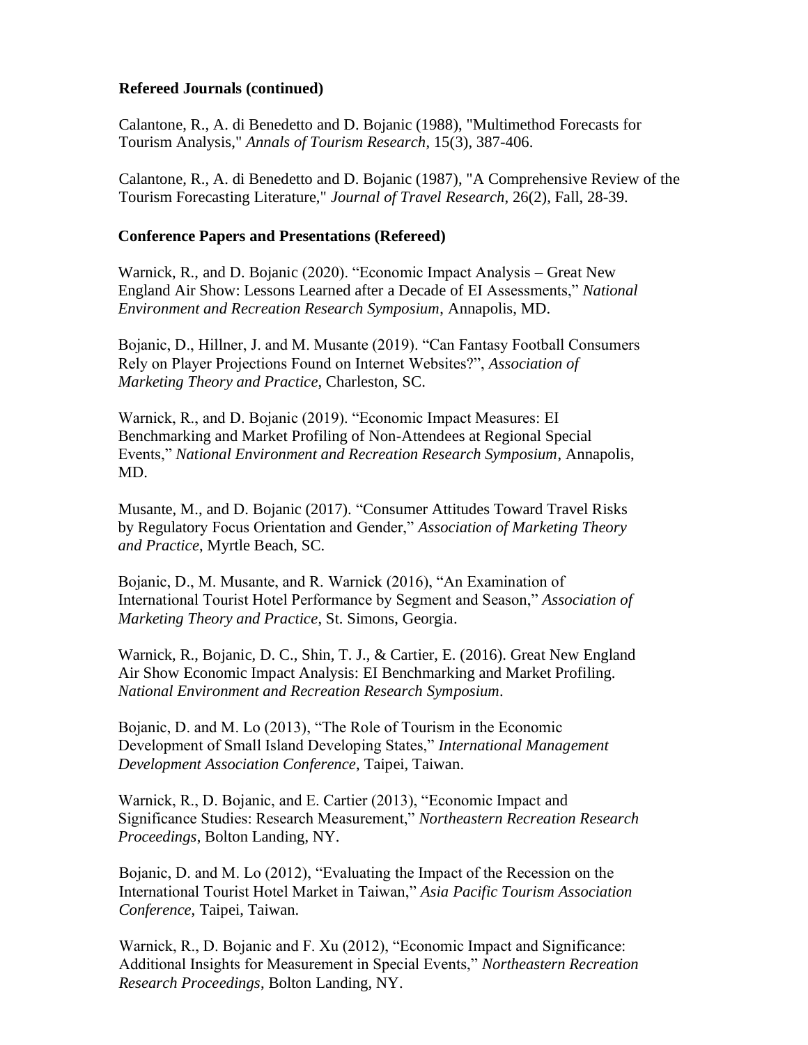**Refereed Journals (continued)**

Calantone, R., A. di Benedetto and D. Bojanic (1988), "Multimethod Forecasts for Tourism Analysis," *Annals of Tourism Research*, 15(3), 387-406.

Calantone, R., A. di Benedetto and D. Bojanic (1987), "A Comprehensive Review of the Tourism Forecasting Literature," *Journal of Travel Research*, 26(2), Fall, 28-39.

**Conference Papers and Presentations (Refereed)**

Warnick, R., and D. Bojanic (2020). "Economic Impact Analysis – Great New England Air Show: Lessons Learned after a Decade of EI Assessments," *National Environment and Recreation Research Symposium*, Annapolis, MD.

Bojanic, D., Hillner, J. and M. Musante (2019). "Can Fantasy Football Consumers Rely on Player Projections Found on Internet Websites?", *Association of Marketing Theory and Practice*, Charleston, SC.

Warnick, R., and D. Bojanic (2019). "Economic Impact Measures: EI Benchmarking and Market Profiling of Non-Attendees at Regional Special Events," *National Environment and Recreation Research Symposium*, Annapolis, MD.

Musante, M., and D. Bojanic (2017). "Consumer Attitudes Toward Travel Risks by Regulatory Focus Orientation and Gender," *Association of Marketing Theory and Practice*, Myrtle Beach, SC.

Bojanic, D., M. Musante, and R. Warnick (2016), "An Examination of International Tourist Hotel Performance by Segment and Season," *Association of Marketing Theory and Practice*, St. Simons, Georgia.

Warnick, R., Bojanic, D. C., Shin, T. J., & Cartier, E. (2016). Great New England Air Show Economic Impact Analysis: EI Benchmarking and Market Profiling. *National Environment and Recreation Research Symposium*.

Bojanic, D. and M. Lo (2013), "The Role of Tourism in the Economic Development of Small Island Developing States," *International Management Development Association Conference*, Taipei, Taiwan.

Warnick, R., D. Bojanic, and E. Cartier (2013), "Economic Impact and Significance Studies: Research Measurement," *Northeastern Recreation Research Proceedings*, Bolton Landing, NY.

Bojanic, D. and M. Lo (2012), "Evaluating the Impact of the Recession on the International Tourist Hotel Market in Taiwan," *Asia Pacific Tourism Association Conference*, Taipei, Taiwan.

Warnick, R., D. Bojanic and F. Xu (2012), "Economic Impact and Significance: Additional Insights for Measurement in Special Events," *Northeastern Recreation Research Proceedings*, Bolton Landing, NY.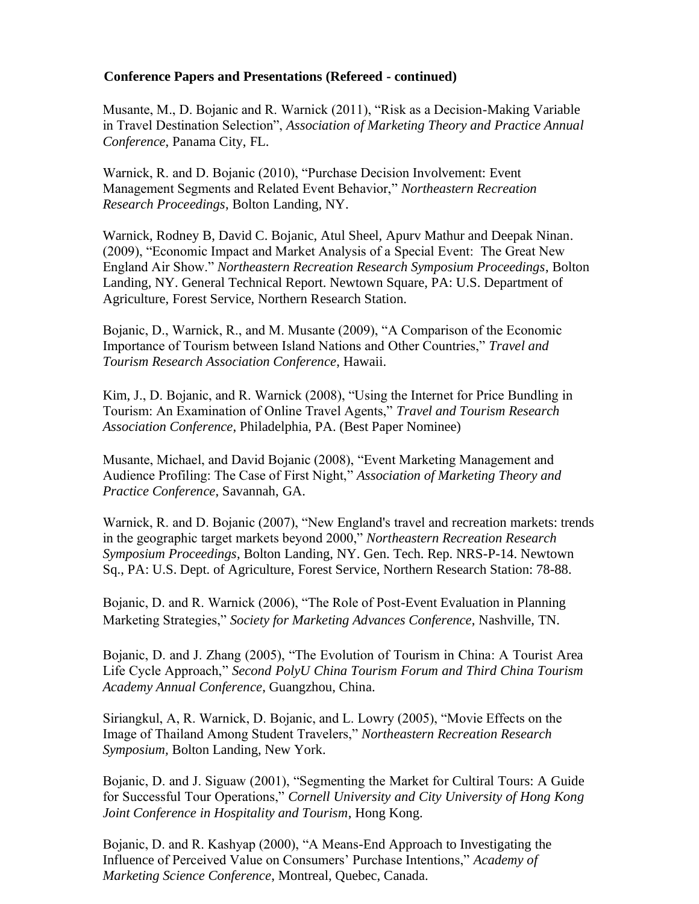**Conference Papers and Presentations (Refereed - continued)**

Musante, M., D. Bojanic and R. Warnick (2011), "Risk as a Decision-Making Variable in Travel Destination Selection", *Association of Marketing Theory and Practice Annual Conference*, Panama City, FL.

Warnick, R. and D. Bojanic (2010), "Purchase Decision Involvement: Event Management Segments and Related Event Behavior," *Northeastern Recreation Research Proceedings*, Bolton Landing, NY.

Warnick, Rodney B, David C. Bojanic, Atul Sheel, Apurv Mathur and Deepak Ninan. (2009), "Economic Impact and Market Analysis of a Special Event: The Great New England Air Show." *Northeastern Recreation Research Symposium Proceedings*, Bolton Landing, NY. General Technical Report. Newtown Square, PA: U.S. Department of Agriculture, Forest Service, Northern Research Station.

Bojanic, D., Warnick, R., and M. Musante (2009), "A Comparison of the Economic Importance of Tourism between Island Nations and Other Countries," *Travel and Tourism Research Association Conference*, Hawaii.

Kim, J., D. Bojanic, and R. Warnick (2008), "Using the Internet for Price Bundling in Tourism: An Examination of Online Travel Agents," *Travel and Tourism Research Association Conference*, Philadelphia, PA. (Best Paper Nominee)

Musante, Michael, and David Bojanic (2008), "Event Marketing Management and Audience Profiling: The Case of First Night," *Association of Marketing Theory and Practice Conference*, Savannah, GA.

Warnick, R. and D. Bojanic (2007), "New England's travel and recreation markets: trends in the geographic target markets beyond 2000," *Northeastern Recreation Research Symposium Proceedings*, Bolton Landing, NY. Gen. Tech. Rep. NRS-P-14. Newtown Sq., PA: U.S. Dept. of Agriculture, Forest Service, Northern Research Station: 78-88.

Bojanic, D. and R. Warnick (2006), "The Role of Post-Event Evaluation in Planning Marketing Strategies," *Society for Marketing Advances Conference*, Nashville, TN.

Bojanic, D. and J. Zhang (2005), "The Evolution of Tourism in China: A Tourist Area Life Cycle Approach," *Second PolyU China Tourism Forum and Third China Tourism Academy Annual Conference*, Guangzhou, China.

Siriangkul, A, R. Warnick, D. Bojanic, and L. Lowry (2005), "Movie Effects on the Image of Thailand Among Student Travelers," *Northeastern Recreation Research Symposium,* Bolton Landing, New York.

Bojanic, D. and J. Siguaw (2001), "Segmenting the Market for Cultiral Tours: A Guide for Successful Tour Operations," *Cornell University and City University of Hong Kong Joint Conference in Hospitality and Tourism*, Hong Kong.

Bojanic, D. and R. Kashyap (2000), "A Means-End Approach to Investigating the Influence of Perceived Value on Consumers' Purchase Intentions," *Academy of Marketing Science Conference*, Montreal, Quebec, Canada.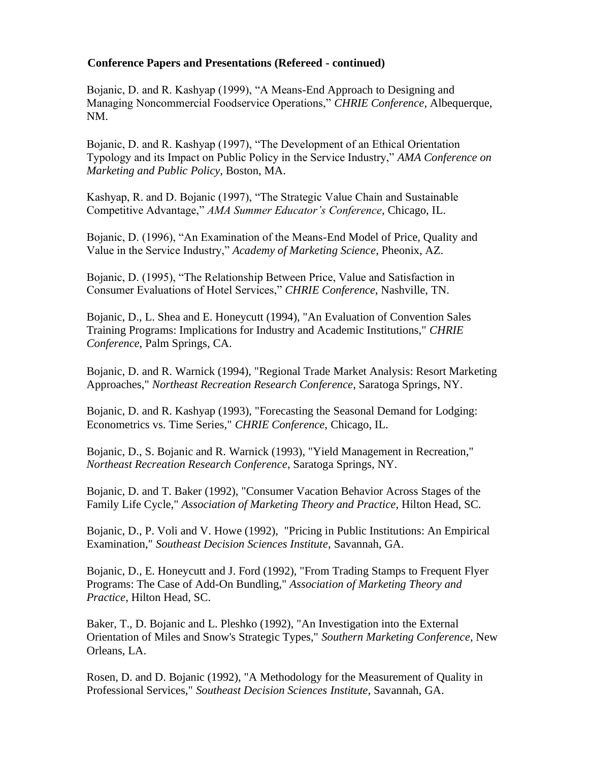**Conference Papers and Presentations (Refereed - continued)**

Bojanic, D. and R. Kashyap (1999), "A Means-End Approach to Designing and Managing Noncommercial Foodservice Operations," *CHRIE Conference*, Albequerque, NM.

Bojanic, D. and R. Kashyap (1997), "The Development of an Ethical Orientation Typology and its Impact on Public Policy in the Service Industry," *AMA Conference on Marketing and Public Policy*, Boston, MA.

Kashyap, R. and D. Bojanic (1997), "The Strategic Value Chain and Sustainable Competitive Advantage," *AMA Summer Educator's Conference*, Chicago, IL.

Bojanic, D. (1996), "An Examination of the Means-End Model of Price, Quality and Value in the Service Industry," *Academy of Marketing Science*, Pheonix, AZ.

Bojanic, D. (1995), "The Relationship Between Price, Value and Satisfaction in Consumer Evaluations of Hotel Services," *CHRIE Conference*, Nashville, TN.

Bojanic, D., L. Shea and E. Honeycutt (1994), "An Evaluation of Convention Sales Training Programs: Implications for Industry and Academic Institutions," *CHRIE Conference*, Palm Springs, CA.

Bojanic, D. and R. Warnick (1994), "Regional Trade Market Analysis: Resort Marketing Approaches," *Northeast Recreation Research Conference*, Saratoga Springs, NY.

Bojanic, D. and R. Kashyap (1993), "Forecasting the Seasonal Demand for Lodging: Econometrics vs. Time Series," *CHRIE Conference*, Chicago, IL.

Bojanic, D., S. Bojanic and R. Warnick (1993), "Yield Management in Recreation," *Northeast Recreation Research Conference*, Saratoga Springs, NY.

Bojanic, D. and T. Baker (1992), "Consumer Vacation Behavior Across Stages of the Family Life Cycle," *Association of Marketing Theory and Practice*, Hilton Head, SC.

Bojanic, D., P. Voli and V. Howe (1992), "Pricing in Public Institutions: An Empirical Examination," *Southeast Decision Sciences Institute*, Savannah, GA.

Bojanic, D., E. Honeycutt and J. Ford (1992), "From Trading Stamps to Frequent Flyer Programs: The Case of Add-On Bundling," *Association of Marketing Theory and Practice*, Hilton Head, SC.

Baker, T., D. Bojanic and L. Pleshko (1992), "An Investigation into the External Orientation of Miles and Snow's Strategic Types," *Southern Marketing Conference*, New Orleans, LA.

Rosen, D. and D. Bojanic (1992), "A Methodology for the Measurement of Quality in Professional Services," *Southeast Decision Sciences Institute*, Savannah, GA.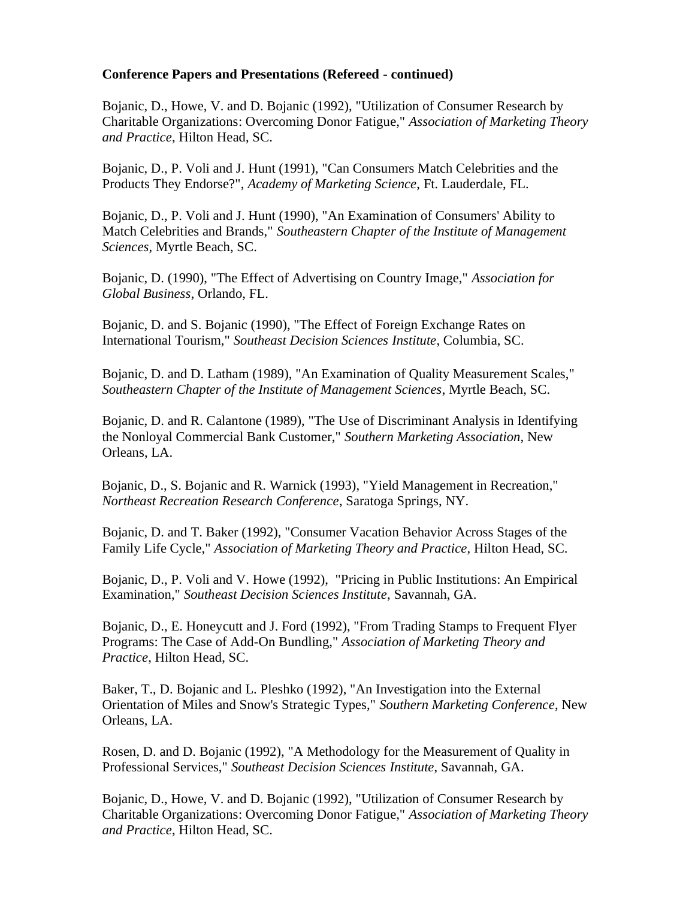**Conference Papers and Presentations (Refereed - continued)**

Bojanic, D., Howe, V. and D. Bojanic (1992), "Utilization of Consumer Research by Charitable Organizations: Overcoming Donor Fatigue," *Association of Marketing Theory and Practice*, Hilton Head, SC.

Bojanic, D., P. Voli and J. Hunt (1991), "Can Consumers Match Celebrities and the Products They Endorse?", *Academy of Marketing Science*, Ft. Lauderdale, FL.

Bojanic, D., P. Voli and J. Hunt (1990), "An Examination of Consumers' Ability to Match Celebrities and Brands," *Southeastern Chapter of the Institute of Management Sciences*, Myrtle Beach, SC.

Bojanic, D. (1990), "The Effect of Advertising on Country Image," *Association for Global Business*, Orlando, FL.

Bojanic, D. and S. Bojanic (1990), "The Effect of Foreign Exchange Rates on International Tourism," *Southeast Decision Sciences Institute*, Columbia, SC.

Bojanic, D. and D. Latham (1989), "An Examination of Quality Measurement Scales," *Southeastern Chapter of the Institute of Management Sciences*, Myrtle Beach, SC.

Bojanic, D. and R. Calantone (1989), "The Use of Discriminant Analysis in Identifying the Nonloyal Commercial Bank Customer," *Southern Marketing Association*, New Orleans, LA.

Bojanic, D., S. Bojanic and R. Warnick (1993), "Yield Management in Recreation," *Northeast Recreation Research Conference*, Saratoga Springs, NY.

Bojanic, D. and T. Baker (1992), "Consumer Vacation Behavior Across Stages of the Family Life Cycle," *Association of Marketing Theory and Practice*, Hilton Head, SC.

Bojanic, D., P. Voli and V. Howe (1992), "Pricing in Public Institutions: An Empirical Examination," *Southeast Decision Sciences Institute*, Savannah, GA.

Bojanic, D., E. Honeycutt and J. Ford (1992), "From Trading Stamps to Frequent Flyer Programs: The Case of Add-On Bundling," *Association of Marketing Theory and Practice*, Hilton Head, SC.

Baker, T., D. Bojanic and L. Pleshko (1992), "An Investigation into the External Orientation of Miles and Snow's Strategic Types," *Southern Marketing Conference*, New Orleans, LA.

Rosen, D. and D. Bojanic (1992), "A Methodology for the Measurement of Quality in Professional Services," *Southeast Decision Sciences Institute*, Savannah, GA.

Bojanic, D., Howe, V. and D. Bojanic (1992), "Utilization of Consumer Research by Charitable Organizations: Overcoming Donor Fatigue," *Association of Marketing Theory and Practice*, Hilton Head, SC.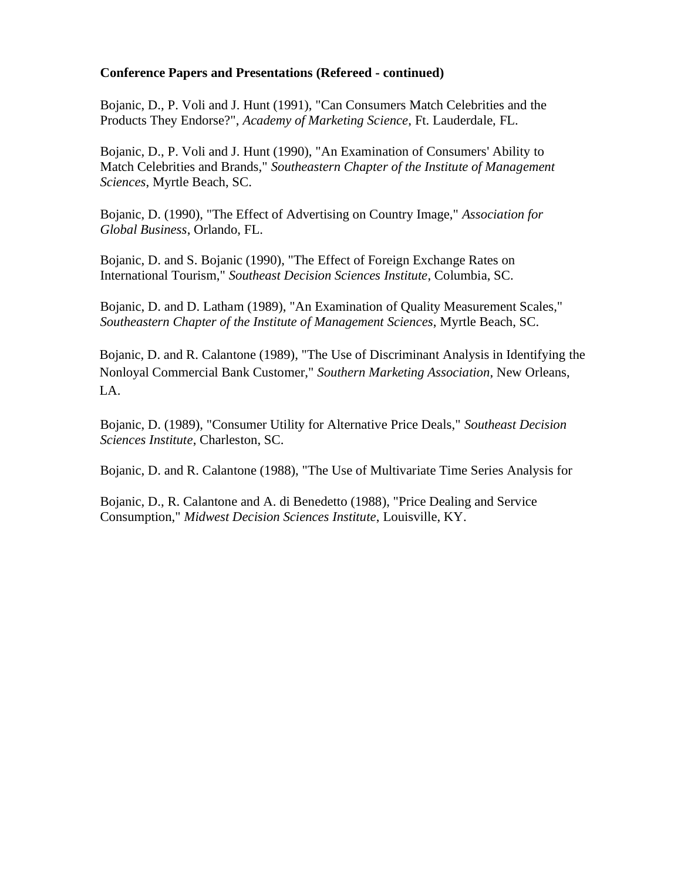**Conference Papers and Presentations (Refereed - continued)**

Bojanic, D., P. Voli and J. Hunt (1991), "Can Consumers Match Celebrities and the Products They Endorse?", *Academy of Marketing Science*, Ft. Lauderdale, FL.

Bojanic, D., P. Voli and J. Hunt (1990), "An Examination of Consumers' Ability to Match Celebrities and Brands," *Southeastern Chapter of the Institute of Management Sciences*, Myrtle Beach, SC.

Bojanic, D. (1990), "The Effect of Advertising on Country Image," *Association for Global Business*, Orlando, FL.

Bojanic, D. and S. Bojanic (1990), "The Effect of Foreign Exchange Rates on International Tourism," *Southeast Decision Sciences Institute*, Columbia, SC.

Bojanic, D. and D. Latham (1989), "An Examination of Quality Measurement Scales," *Southeastern Chapter of the Institute of Management Sciences*, Myrtle Beach, SC.

Bojanic, D. and R. Calantone (1989), "The Use of Discriminant Analysis in Identifying the Nonloyal Commercial Bank Customer," *Southern Marketing Association*, New Orleans, LA.

Bojanic, D. (1989), "Consumer Utility for Alternative Price Deals," *Southeast Decision Sciences Institute*, Charleston, SC.

Bojanic, D. and R. Calantone (1988), "The Use of Multivariate Time Series Analysis for

Bojanic, D., R. Calantone and A. di Benedetto (1988), "Price Dealing and Service Consumption," *Midwest Decision Sciences Institute*, Louisville, KY.